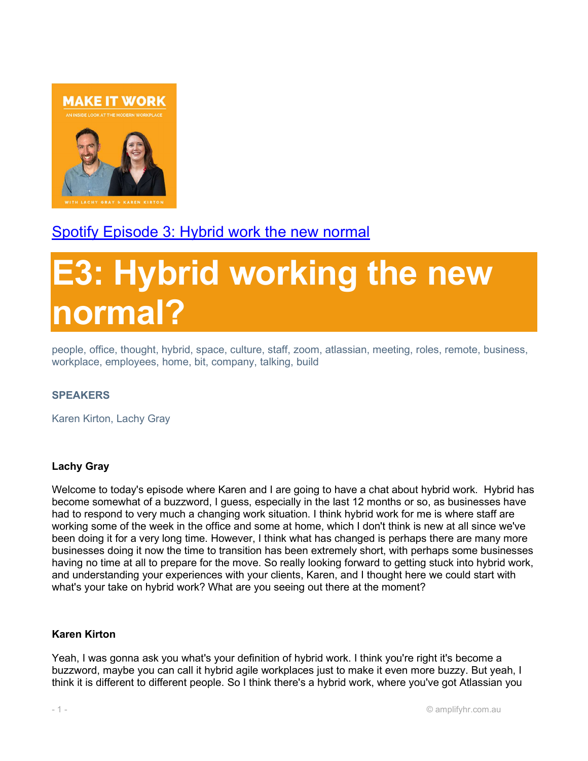[Spotify Episode 3: Hybrid work the new normal]

# E3: Hybrid working the new normal?

people, office, thought, hybrid, space, culture, staff, zoom, atlassian, meeting, roles, remote, business, workplace, employees, home, bit, company, talking, build

**SPEAKERS**

Karen Kirton, Lachy Gray

**Lachy Gray**

Welcome to today's episode where Karen and I are going to have a chat about hybrid work. Hybrid has become somewhat of a buzzword, I guess, especially in the last 12 months or so, as businesses have had to respond to very much a changing work situation. I think hybrid work for me is where staff are working some of the week in the office and some at home, which I don't think is new at all since we've been doing it for a very long time. However, I think what has changed is perhaps there are many more businesses doing it now the time to transition has been extremely short, with perhaps some businesses having no time at all to prepare for the move. So really looking forward to getting stuck into hybrid work, and understanding your experiences with your clients, Karen, and I thought here we could start with what's your take on hybrid work? What are you seeing out there at the moment?

**Karen Kirton**

Yeah, I was gonna ask you what's your definition of hybrid work. I think you're right it's become a buzzword, maybe you can call it hybrid agile workplaces just to make it even more buzzy. But yeah, I think it is different to different people. So I think there's a hybrid work, where you've got Atlassian you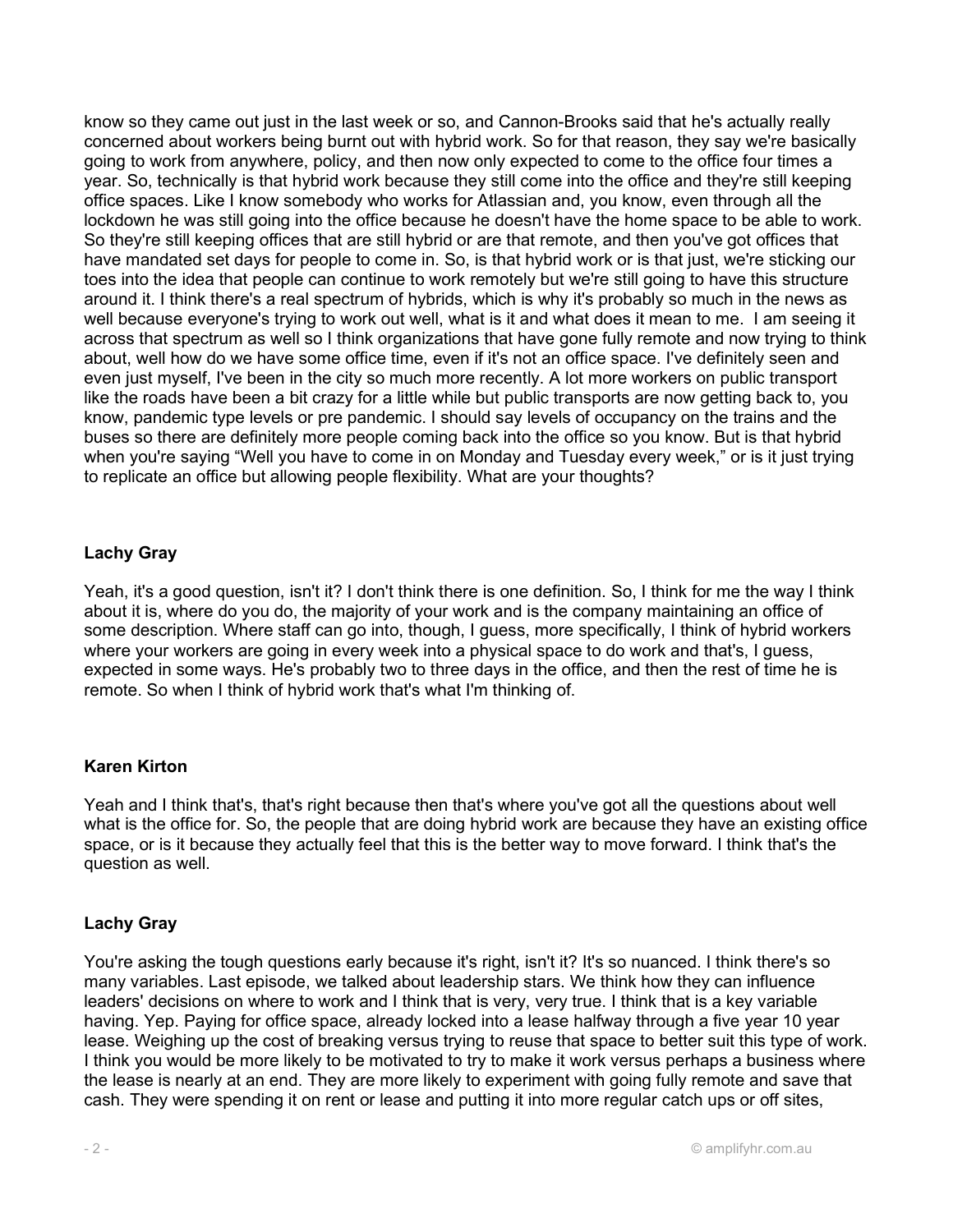know so they came out just in the last week or so, and Cannon-Brooks said that he's actually really concerned about workers being burnt out with hybrid work. So for that reason, they say we're basically going to work from anywhere, policy, and then now only expected to come to the office four times a year. So, technically is that hybrid work because they still come into the office and they're still keeping office spaces. Like I know somebody who works for Atlassian and, you know, even through all the lockdown he was still going into the office because he doesn't have the home space to be able to work. So they're still keeping offices that are still hybrid or are that remote, and then you've got offices that have mandated set days for people to come in. So, is that hybrid work or is that just, we're sticking our toes into the idea that people can continue to work remotely but we're still going to have this structure around it. I think there's a real spectrum of hybrids, which is why it's probably so much in the news as well because everyone's trying to work out well, what is it and what does it mean to me. I am seeing it across that spectrum as well so I think organizations that have gone fully remote and now trying to think about, well how do we have some office time, even if it's not an office space. I've definitely seen and even just myself, I've been in the city so much more recently. A lot more workers on public transport like the roads have been a bit crazy for a little while but public transports are now getting back to, you know, pandemic type levels or pre pandemic. I should say levels of occupancy on the trains and the buses so there are definitely more people coming back into the office so you know. But is that hybrid when you're saying "Well you have to come in on Monday and Tuesday every week," or is it just trying to replicate an office but allowing people flexibility. What are your thoughts?

**Lachy Gray**

Yeah, it's a good question, isn't it? I don't think there is one definition. So, I think for me the way I think about it is, where do you do, the majority of your work and is the company maintaining an office of some description. Where staff can go into, though, I guess, more specifically, I think of hybrid workers where your workers are going in every week into a physical space to do work and that's, I guess, expected in some ways. He's probably two to three days in the office, and then the rest of time he is remote. So when I think of hybrid work that's what I'm thinking of.

**Karen Kirton**

Yeah and I think that's, that's right because then that's where you've got all the questions about well what is the office for. So, the people that are doing hybrid work are because they have an existing office space, or is it because they actually feel that this is the better way to move forward. I think that's the question as well.

**Lachy Gray**

You're asking the tough questions early because it's right, isn't it? It's so nuanced. I think there's so many variables. Last episode, we talked about leadership stars. We think how they can influence leaders' decisions on where to work and I think that is very, very true. I think that is a key variable having. Yep. Paying for office space, already locked into a lease halfway through a five year 10 year lease. Weighing up the cost of breaking versus trying to reuse that space to better suit this type of work. I think you would be more likely to be motivated to try to make it work versus perhaps a business where the lease is nearly at an end. They are more likely to experiment with going fully remote and save that cash. They were spending it on rent or lease and putting it into more regular catch ups or off sites,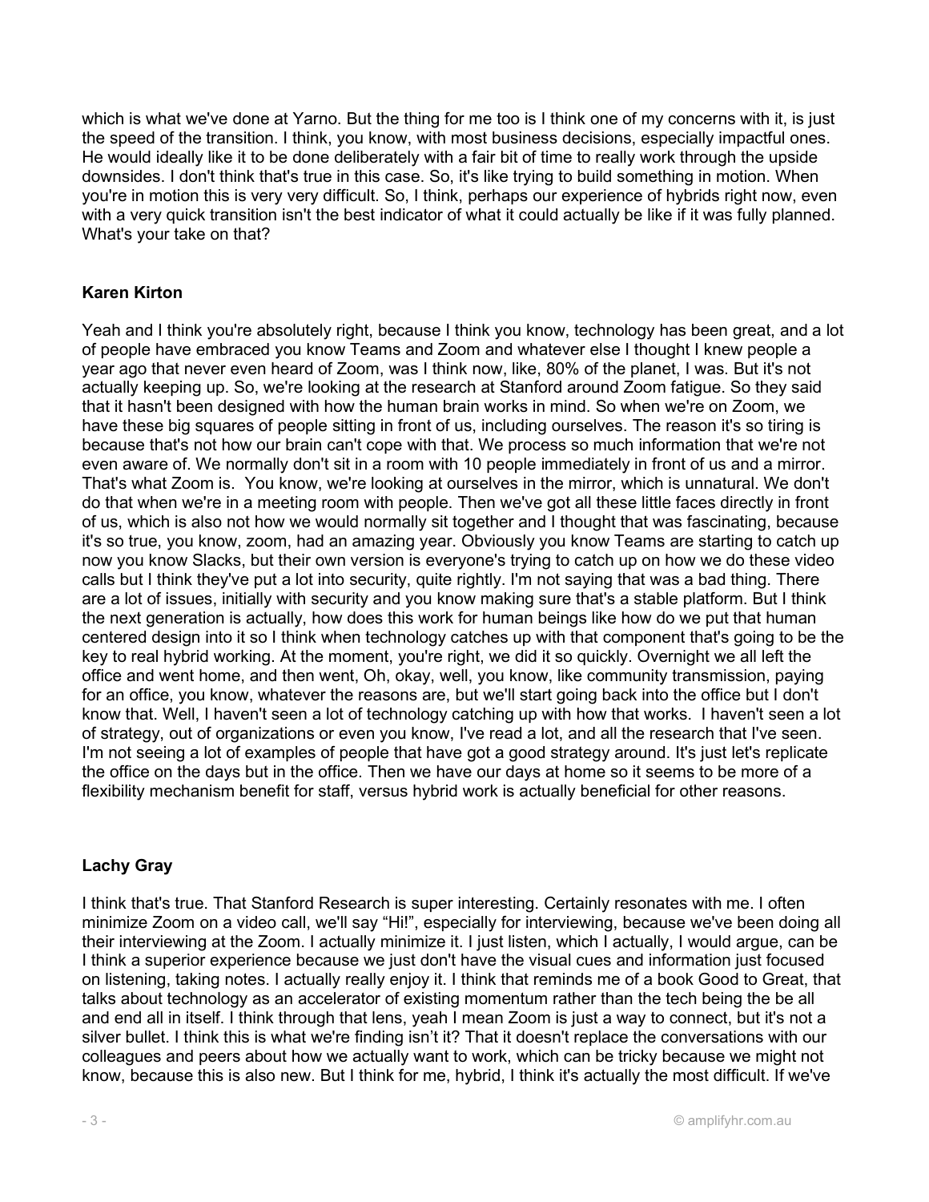which is what we've done at Yarno. But the thing for me too is I think one of my concerns with it, is just the speed of the transition. I think, you know, with most business decisions, especially impactful ones. He would ideally like it to be done deliberately with a fair bit of time to really work through the upside downsides. I don't think that's true in this case. So, it's like trying to build something in motion. When you're in motion this is very very difficult. So, I think, perhaps our experience of hybrids right now, even with a very quick transition isn't the best indicator of what it could actually be like if it was fully planned. What's your take on that?

**Karen Kirton**

Yeah and I think you're absolutely right, because I think you know, technology has been great, and a lot of people have embraced you know Teams and Zoom and whatever else I thought I knew people a year ago that never even heard of Zoom, was I think now, like, 80% of the planet, I was. But it's not actually keeping up. So, we're looking at the research at Stanford around Zoom fatigue. So they said that it hasn't been designed with how the human brain works in mind. So when we're on Zoom, we have these big squares of people sitting in front of us, including ourselves. The reason it's so tiring is because that's not how our brain can't cope with that. We process so much information that we're not even aware of. We normally don't sit in a room with 10 people immediately in front of us and a mirror. That's what Zoom is. You know, we're looking at ourselves in the mirror, which is unnatural. We don't do that when we're in a meeting room with people. Then we've got all these little faces directly in front of us, which is also not how we would normally sit together and I thought that was fascinating, because it's so true, you know, zoom, had an amazing year. Obviously you know Teams are starting to catch up now you know Slacks, but their own version is everyone's trying to catch up on how we do these video calls but I think they've put a lot into security, quite rightly. I'm not saying that was a bad thing. There are a lot of issues, initially with security and you know making sure that's a stable platform. But I think the next generation is actually, how does this work for human beings like how do we put that human centered design into it so I think when technology catches up with that component that's going to be the key to real hybrid working. At the moment, you're right, we did it so quickly. Overnight we all left the office and went home, and then went, Oh, okay, well, you know, like community transmission, paying for an office, you know, whatever the reasons are, but we'll start going back into the office but I don't know that. Well, I haven't seen a lot of technology catching up with how that works. I haven't seen a lot of strategy, out of organizations or even you know, I've read a lot, and all the research that I've seen. I'm not seeing a lot of examples of people that have got a good strategy around. It's just let's replicate the office on the days but in the office. Then we have our days at home so it seems to be more of a flexibility mechanism benefit for staff, versus hybrid work is actually beneficial for other reasons.

**Lachy Gray**

I think that's true. That Stanford Research is super interesting. Certainly resonates with me. I often minimize Zoom on a video call, we'll say "Hi!", especially for interviewing, because we've been doing all their interviewing at the Zoom. I actually minimize it. I just listen, which I actually, I would argue, can be I think a superior experience because we just don't have the visual cues and information just focused on listening, taking notes. I actually really enjoy it. I think that reminds me of a book Good to Great, that talks about technology as an accelerator of existing momentum rather than the tech being the be all and end all in itself. I think through that lens, yeah I mean Zoom is just a way to connect, but it's not a silver bullet. I think this is what we're finding isn't it? That it doesn't replace the conversations with our colleagues and peers about how we actually want to work, which can be tricky because we might not know, because this is also new. But I think for me, hybrid, I think it's actually the most difficult. If we've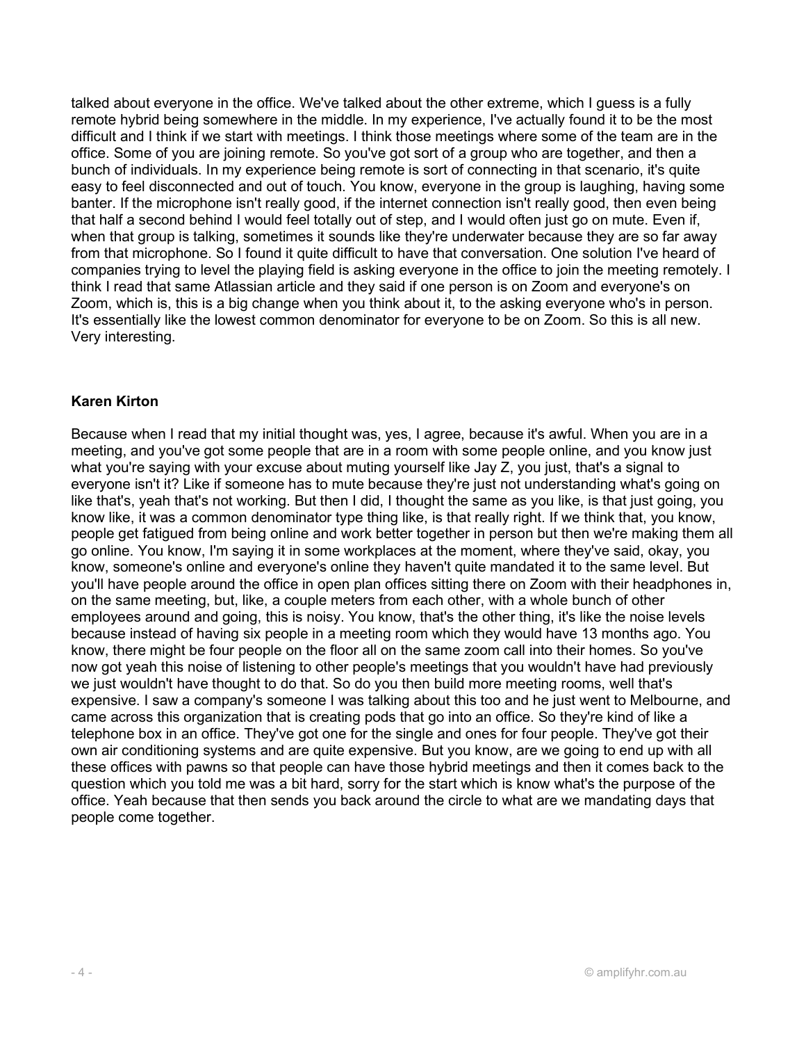talked about everyone in the office. We've talked about the other extreme, which I guess is a fully remote hybrid being somewhere in the middle. In my experience, I've actually found it to be the most difficult and I think if we start with meetings. I think those meetings where some of the team are in the office. Some of you are joining remote. So you've got sort of a group who are together, and then a bunch of individuals. In my experience being remote is sort of connecting in that scenario, it's quite easy to feel disconnected and out of touch. You know, everyone in the group is laughing, having some banter. If the microphone isn't really good, if the internet connection isn't really good, then even being that half a second behind I would feel totally out of step, and I would often just go on mute. Even if, when that group is talking, sometimes it sounds like they're underwater because they are so far away from that microphone. So I found it quite difficult to have that conversation. One solution I've heard of companies trying to level the playing field is asking everyone in the office to join the meeting remotely. I think I read that same Atlassian article and they said if one person is on Zoom and everyone's on Zoom, which is, this is a big change when you think about it, to the asking everyone who's in person. It's essentially like the lowest common denominator for everyone to be on Zoom. So this is all new. Very interesting.

**Karen Kirton**

Because when I read that my initial thought was, yes, I agree, because it's awful. When you are in a meeting, and you've got some people that are in a room with some people online, and you know just what you're saying with your excuse about muting yourself like Jay Z, you just, that's a signal to everyone isn't it? Like if someone has to mute because they're just not understanding what's going on like that's, yeah that's not working. But then I did, I thought the same as you like, is that just going, you know like, it was a common denominator type thing like, is that really right. If we think that, you know, people get fatigued from being online and work better together in person but then we're making them all go online. You know, I'm saying it in some workplaces at the moment, where they've said, okay, you know, someone's online and everyone's online they haven't quite mandated it to the same level. But you'll have people around the office in open plan offices sitting there on Zoom with their headphones in, on the same meeting, but, like, a couple meters from each other, with a whole bunch of other employees around and going, this is noisy. You know, that's the other thing, it's like the noise levels because instead of having six people in a meeting room which they would have 13 months ago. You know, there might be four people on the floor all on the same zoom call into their homes. So you've now got yeah this noise of listening to other people's meetings that you wouldn't have had previously we just wouldn't have thought to do that. So do you then build more meeting rooms, well that's expensive. I saw a company's someone I was talking about this too and he just went to Melbourne, and came across this organization that is creating pods that go into an office. So they're kind of like a telephone box in an office. They've got one for the single and ones for four people. They've got their own air conditioning systems and are quite expensive. But you know, are we going to end up with all these offices with pawns so that people can have those hybrid meetings and then it comes back to the question which you told me was a bit hard, sorry for the start which is know what's the purpose of the office. Yeah because that then sends you back around the circle to what are we mandating days that people come together.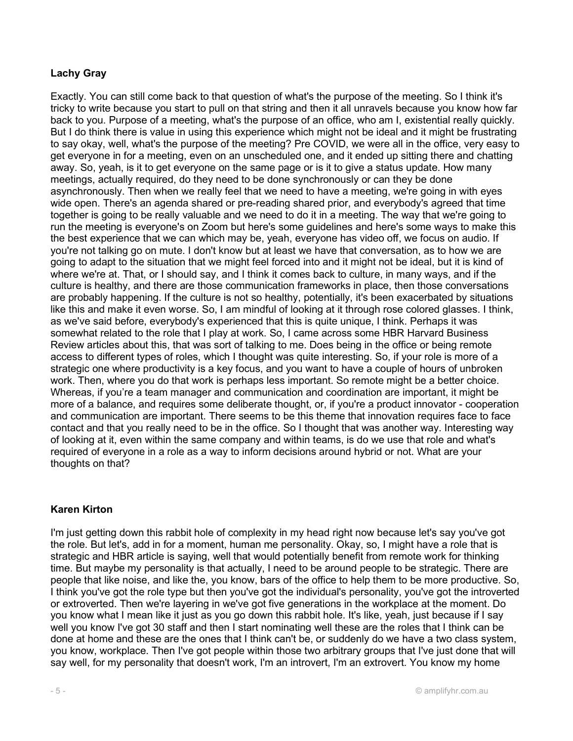**Lachy Gray**

Exactly. You can still come back to that question of what's the purpose of the meeting. So I think it's tricky to write because you start to pull on that string and then it all unravels because you know how far back to you. Purpose of a meeting, what's the purpose of an office, who am I, existential really quickly. But I do think there is value in using this experience which might not be ideal and it might be frustrating to say okay, well, what's the purpose of the meeting? Pre COVID, we were all in the office, very easy to get everyone in for a meeting, even on an unscheduled one, and it ended up sitting there and chatting away. So, yeah, is it to get everyone on the same page or is it to give a status update. How many meetings, actually required, do they need to be done synchronously or can they be done asynchronously. Then when we really feel that we need to have a meeting, we're going in with eyes wide open. There's an agenda shared or pre-reading shared prior, and everybody's agreed that time together is going to be really valuable and we need to do it in a meeting. The way that we're going to run the meeting is everyone's on Zoom but here's some guidelines and here's some ways to make this the best experience that we can which may be, yeah, everyone has video off, we focus on audio. If you're not talking go on mute. I don't know but at least we have that conversation, as to how we are going to adapt to the situation that we might feel forced into and it might not be ideal, but it is kind of where we're at. That, or I should say, and I think it comes back to culture, in many ways, and if the culture is healthy, and there are those communication frameworks in place, then those conversations are probably happening. If the culture is not so healthy, potentially, it's been exacerbated by situations like this and make it even worse. So, I am mindful of looking at it through rose colored glasses. I think, as we've said before, everybody's experienced that this is quite unique, I think. Perhaps it was somewhat related to the role that I play at work. So, I came across some HBR Harvard Business Review articles about this, that was sort of talking to me. Does being in the office or being remote access to different types of roles, which I thought was quite interesting. So, if your role is more of a strategic one where productivity is a key focus, and you want to have a couple of hours of unbroken work. Then, where you do that work is perhaps less important. So remote might be a better choice. Whereas, if you're a team manager and communication and coordination are important, it might be more of a balance, and requires some deliberate thought, or, if you're a product innovator - cooperation and communication are important. There seems to be this theme that innovation requires face to face contact and that you really need to be in the office. So I thought that was another way. Interesting way of looking at it, even within the same company and within teams, is do we use that role and what's required of everyone in a role as a way to inform decisions around hybrid or not. What are your thoughts on that?

**Karen Kirton**

I'm just getting down this rabbit hole of complexity in my head right now because let's say you've got the role. But let's, add in for a moment, human me personality. Okay, so, I might have a role that is strategic and HBR article is saying, well that would potentially benefit from remote work for thinking time. But maybe my personality is that actually, I need to be around people to be strategic. There are people that like noise, and like the, you know, bars of the office to help them to be more productive. So, I think you've got the role type but then you've got the individual's personality, you've got the introverted or extroverted. Then we're layering in we've got five generations in the workplace at the moment. Do you know what I mean like it just as you go down this rabbit hole. It's like, yeah, just because if I say well you know I've got 30 staff and then I start nominating well these are the roles that I think can be done at home and these are the ones that I think can't be, or suddenly do we have a two class system, you know, workplace. Then I've got people within those two arbitrary groups that I've just done that will say well, for my personality that doesn't work, I'm an introvert, I'm an extrovert. You know my home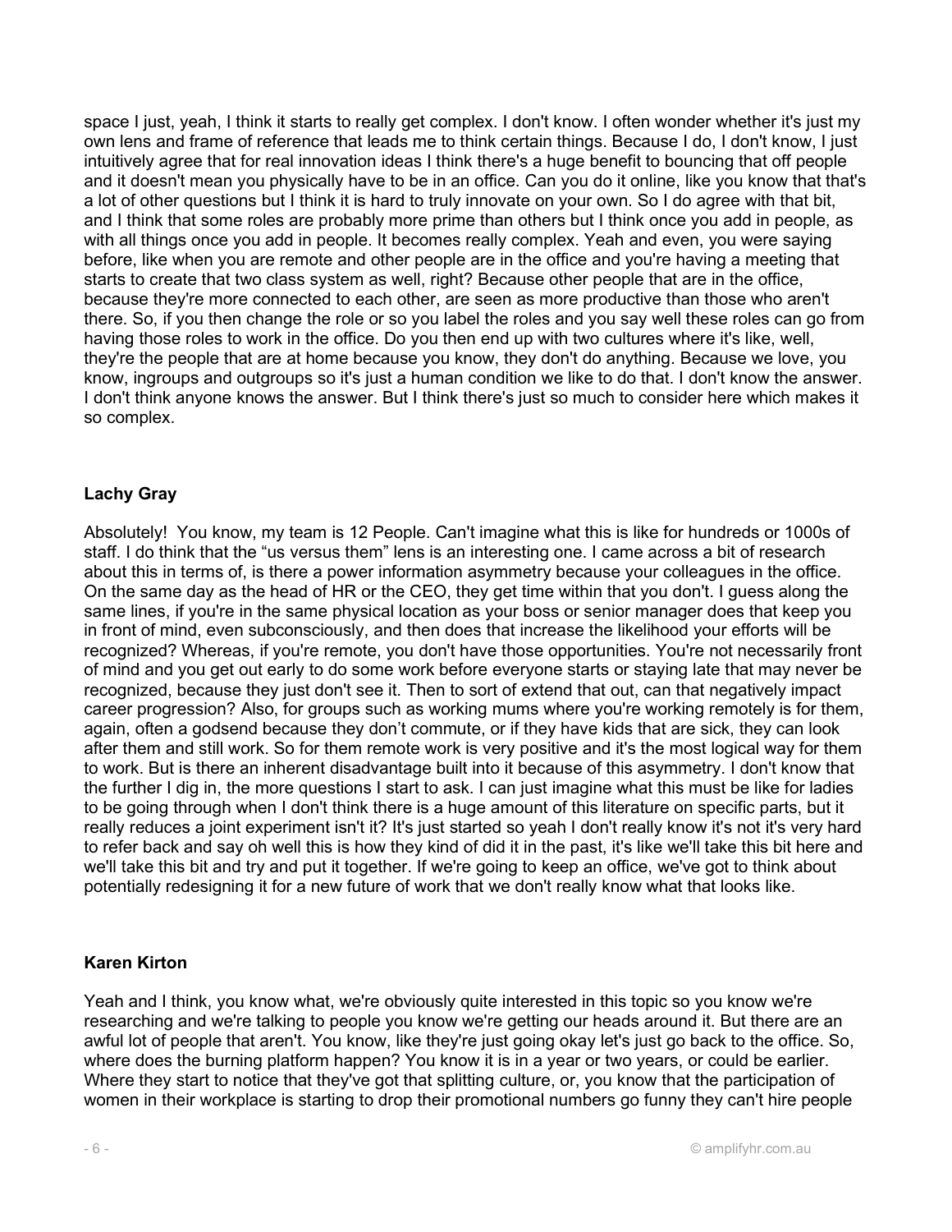space I just, yeah, I think it starts to really get complex. I don't know. I often wonder whether it's just my own lens and frame of reference that leads me to think certain things. Because I do, I don't know, I just intuitively agree that for real innovation ideas I think there's a huge benefit to bouncing that off people and it doesn't mean you physically have to be in an office. Can you do it online, like you know that that's a lot of other questions but I think it is hard to truly innovate on your own. So I do agree with that bit, and I think that some roles are probably more prime than others but I think once you add in people, as with all things once you add in people. It becomes really complex. Yeah and even, you were saying before, like when you are remote and other people are in the office and you're having a meeting that starts to create that two class system as well, right? Because other people that are in the office, because they're more connected to each other, are seen as more productive than those who aren't there. So, if you then change the role or so you label the roles and you say well these roles can go from having those roles to work in the office. Do you then end up with two cultures where it's like, well, they're the people that are at home because you know, they don't do anything. Because we love, you know, ingroups and outgroups so it's just a human condition we like to do that. I don't know the answer. I don't think anyone knows the answer. But I think there's just so much to consider here which makes it so complex.

**Lachy Gray**

Absolutely! You know, my team is 12 People. Can't imagine what this is like for hundreds or 1000s of staff. I do think that the "us versus them" lens is an interesting one. I came across a bit of research about this in terms of, is there a power information asymmetry because your colleagues in the office. On the same day as the head of HR or the CEO, they get time within that you don't. I guess along the same lines, if you're in the same physical location as your boss or senior manager does that keep you in front of mind, even subconsciously, and then does that increase the likelihood your efforts will be recognized? Whereas, if you're remote, you don't have those opportunities. You're not necessarily front of mind and you get out early to do some work before everyone starts or staying late that may never be recognized, because they just don't see it. Then to sort of extend that out, can that negatively impact career progression? Also, for groups such as working mums where you're working remotely is for them, again, often a godsend because they don't commute, or if they have kids that are sick, they can look after them and still work. So for them remote work is very positive and it's the most logical way for them to work. But is there an inherent disadvantage built into it because of this asymmetry. I don't know that the further I dig in, the more questions I start to ask. I can just imagine what this must be like for ladies to be going through when I don't think there is a huge amount of this literature on specific parts, but it really reduces a joint experiment isn't it? It's just started so yeah I don't really know it's not it's very hard to refer back and say oh well this is how they kind of did it in the past, it's like we'll take this bit here and we'll take this bit and try and put it together. If we're going to keep an office, we've got to think about potentially redesigning it for a new future of work that we don't really know what that looks like.

**Karen Kirton**

Yeah and I think, you know what, we're obviously quite interested in this topic so you know we're researching and we're talking to people you know we're getting our heads around it. But there are an awful lot of people that aren't. You know, like they're just going okay let's just go back to the office. So, where does the burning platform happen? You know it is in a year or two years, or could be earlier. Where they start to notice that they've got that splitting culture, or, you know that the participation of women in their workplace is starting to drop their promotional numbers go funny they can't hire people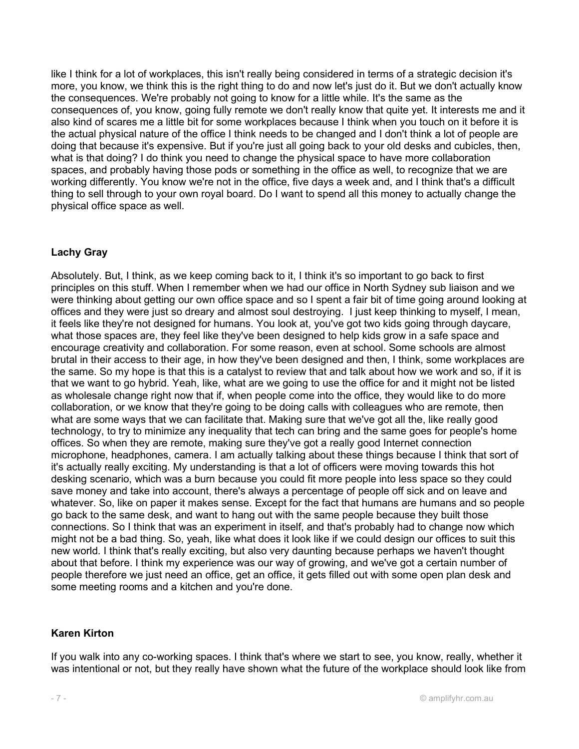like I think for a lot of workplaces, this isn't really being considered in terms of a strategic decision it's more, you know, we think this is the right thing to do and now let's just do it. But we don't actually know the consequences. We're probably not going to know for a little while. It's the same as the consequences of, you know, going fully remote we don't really know that quite yet. It interests me and it also kind of scares me a little bit for some workplaces because I think when you touch on it before it is the actual physical nature of the office I think needs to be changed and I don't think a lot of people are doing that because it's expensive. But if you're just all going back to your old desks and cubicles, then, what is that doing? I do think you need to change the physical space to have more collaboration spaces, and probably having those pods or something in the office as well, to recognize that we are working differently. You know we're not in the office, five days a week and, and I think that's a difficult thing to sell through to your own royal board. Do I want to spend all this money to actually change the physical office space as well.

**Lachy Gray**

Absolutely. But, I think, as we keep coming back to it, I think it's so important to go back to first principles on this stuff. When I remember when we had our office in North Sydney sub liaison and we were thinking about getting our own office space and so I spent a fair bit of time going around looking at offices and they were just so dreary and almost soul destroying. I just keep thinking to myself, I mean, it feels like they're not designed for humans. You look at, you've got two kids going through daycare, what those spaces are, they feel like they've been designed to help kids grow in a safe space and encourage creativity and collaboration. For some reason, even at school. Some schools are almost brutal in their access to their age, in how they've been designed and then, I think, some workplaces are the same. So my hope is that this is a catalyst to review that and talk about how we work and so, if it is that we want to go hybrid. Yeah, like, what are we going to use the office for and it might not be listed as wholesale change right now that if, when people come into the office, they would like to do more collaboration, or we know that they're going to be doing calls with colleagues who are remote, then what are some ways that we can facilitate that. Making sure that we've got all the, like really good technology, to try to minimize any inequality that tech can bring and the same goes for people's home offices. So when they are remote, making sure they've got a really good Internet connection microphone, headphones, camera. I am actually talking about these things because I think that sort of it's actually really exciting. My understanding is that a lot of officers were moving towards this hot desking scenario, which was a burn because you could fit more people into less space so they could save money and take into account, there's always a percentage of people off sick and on leave and whatever. So, like on paper it makes sense. Except for the fact that humans are humans and so people go back to the same desk, and want to hang out with the same people because they built those connections. So I think that was an experiment in itself, and that's probably had to change now which might not be a bad thing. So, yeah, like what does it look like if we could design our offices to suit this new world. I think that's really exciting, but also very daunting because perhaps we haven't thought about that before. I think my experience was our way of growing, and we've got a certain number of people therefore we just need an office, get an office, it gets filled out with some open plan desk and some meeting rooms and a kitchen and you're done.

**Karen Kirton**

If you walk into any co-working spaces. I think that's where we start to see, you know, really, whether it was intentional or not, but they really have shown what the future of the workplace should look like from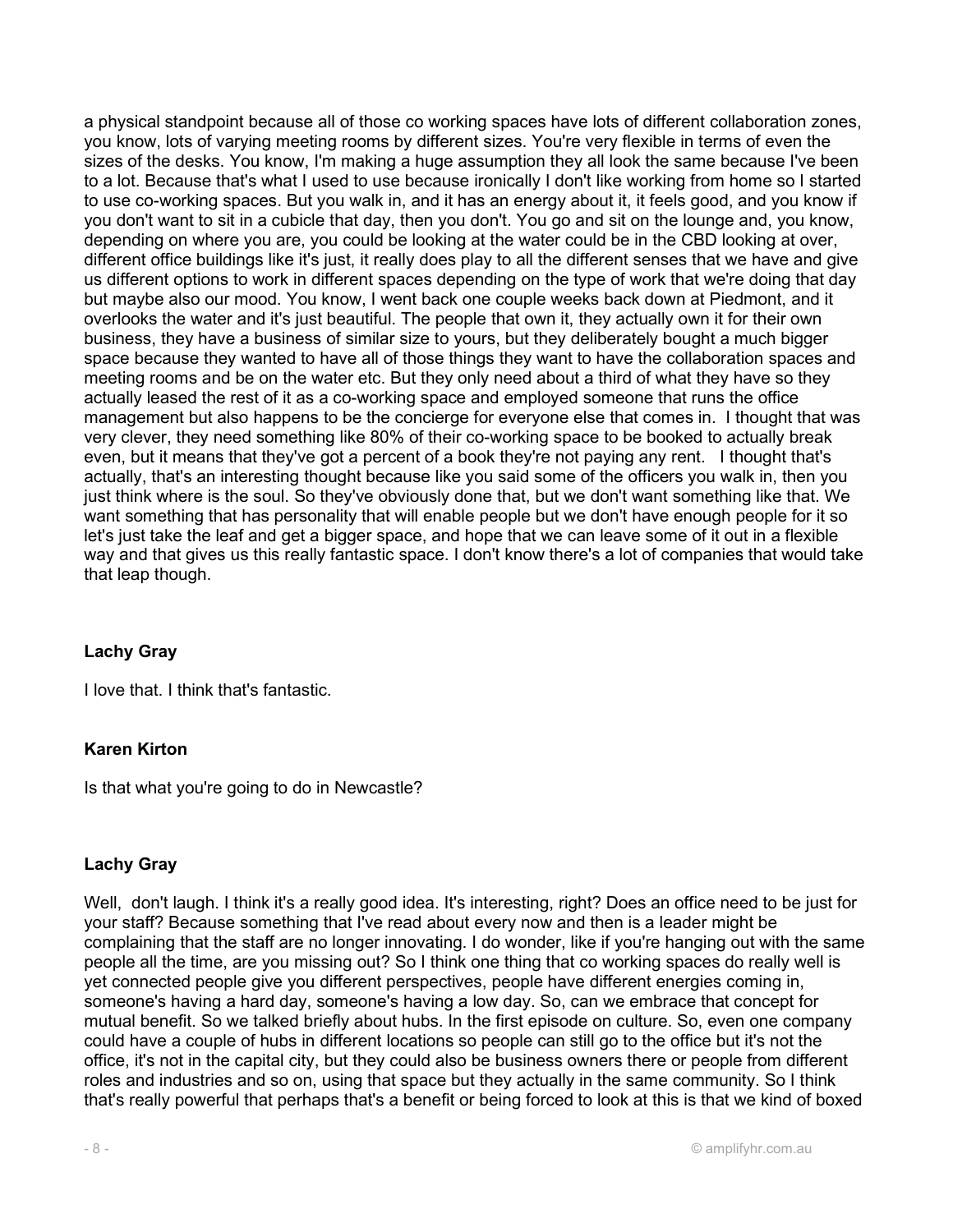a physical standpoint because all of those co working spaces have lots of different collaboration zones, you know, lots of varying meeting rooms by different sizes. You're very flexible in terms of even the sizes of the desks. You know, I'm making a huge assumption they all look the same because I've been to a lot. Because that's what I used to use because ironically I don't like working from home so I started to use co-working spaces. But you walk in, and it has an energy about it, it feels good, and you know if you don't want to sit in a cubicle that day, then you don't. You go and sit on the lounge and, you know, depending on where you are, you could be looking at the water could be in the CBD looking at over, different office buildings like it's just, it really does play to all the different senses that we have and give us different options to work in different spaces depending on the type of work that we're doing that day but maybe also our mood. You know, I went back one couple weeks back down at Piedmont, and it overlooks the water and it's just beautiful. The people that own it, they actually own it for their own business, they have a business of similar size to yours, but they deliberately bought a much bigger space because they wanted to have all of those things they want to have the collaboration spaces and meeting rooms and be on the water etc. But they only need about a third of what they have so they actually leased the rest of it as a co-working space and employed someone that runs the office management but also happens to be the concierge for everyone else that comes in. I thought that was very clever, they need something like 80% of their co-working space to be booked to actually break even, but it means that they've got a percent of a book they're not paying any rent. I thought that's actually, that's an interesting thought because like you said some of the officers you walk in, then you just think where is the soul. So they've obviously done that, but we don't want something like that. We want something that has personality that will enable people but we don't have enough people for it so let's just take the leaf and get a bigger space, and hope that we can leave some of it out in a flexible way and that gives us this really fantastic space. I don't know there's a lot of companies that would take that leap though.

**Lachy Gray**

I love that. I think that's fantastic.

**Karen Kirton**

Is that what you're going to do in Newcastle?

**Lachy Gray**

Well, don't laugh. I think it's a really good idea. It's interesting, right? Does an office need to be just for your staff? Because something that I've read about every now and then is a leader might be complaining that the staff are no longer innovating. I do wonder, like if you're hanging out with the same people all the time, are you missing out? So I think one thing that co working spaces do really well is yet connected people give you different perspectives, people have different energies coming in, someone's having a hard day, someone's having a low day. So, can we embrace that concept for mutual benefit. So we talked briefly about hubs. In the first episode on culture. So, even one company could have a couple of hubs in different locations so people can still go to the office but it's not the office, it's not in the capital city, but they could also be business owners there or people from different roles and industries and so on, using that space but they actually in the same community. So I think that's really powerful that perhaps that's a benefit or being forced to look at this is that we kind of boxed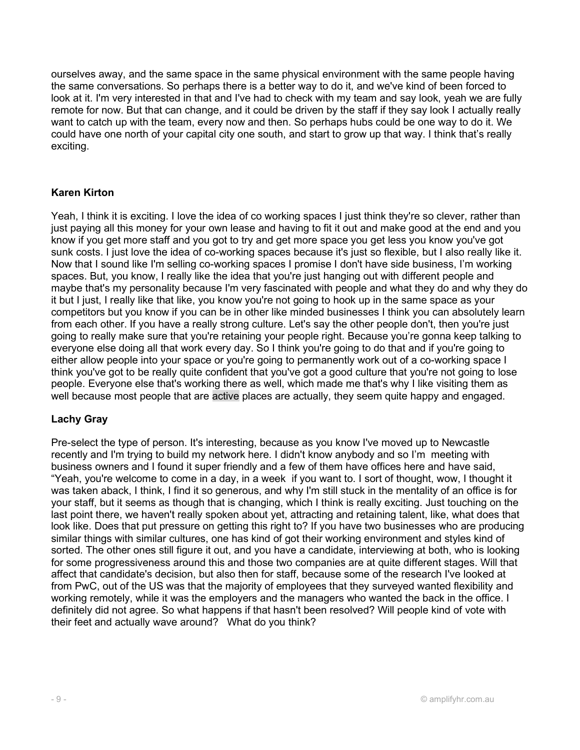ourselves away, and the same space in the same physical environment with the same people having the same conversations. So perhaps there is a better way to do it, and we've kind of been forced to look at it. I'm very interested in that and I've had to check with my team and say look, yeah we are fully remote for now. But that can change, and it could be driven by the staff if they say look I actually really want to catch up with the team, every now and then. So perhaps hubs could be one way to do it. We could have one north of your capital city one south, and start to grow up that way. I think that's really exciting.

**Karen Kirton**

Yeah, I think it is exciting. I love the idea of co working spaces I just think they're so clever, rather than just paying all this money for your own lease and having to fit it out and make good at the end and you know if you get more staff and you got to try and get more space you get less you know you've got sunk costs. I just love the idea of co-working spaces because it's just so flexible, but I also really like it. Now that I sound like I'm selling co-working spaces I promise I don't have side business, I'm working spaces. But, you know, I really like the idea that you're just hanging out with different people and maybe that's my personality because I'm very fascinated with people and what they do and why they do it but I just, I really like that like, you know you're not going to hook up in the same space as your competitors but you know if you can be in other like minded businesses I think you can absolutely learn from each other. If you have a really strong culture. Let's say the other people don't, then you're just going to really make sure that you're retaining your people right. Because you're gonna keep talking to everyone else doing all that work every day. So I think you're going to do that and if you're going to either allow people into your space or you're going to permanently work out of a co-working space I think you've got to be really quite confident that you've got a good culture that you're not going to lose people. Everyone else that's working there as well, which made me that's why I like visiting them as well because most people that are active places are actually, they seem quite happy and engaged.

**Lachy Gray**

Pre-select the type of person. It's interesting, because as you know I've moved up to Newcastle recently and I'm trying to build my network here. I didn't know anybody and so I'm meeting with business owners and I found it super friendly and a few of them have offices here and have said, "Yeah, you're welcome to come in a day, in a week if you want to. I sort of thought, wow, I thought it was taken aback, I think, I find it so generous, and why I'm still stuck in the mentality of an office is for your staff, but it seems as though that is changing, which I think is really exciting. Just touching on the last point there, we haven't really spoken about yet, attracting and retaining talent, like, what does that look like. Does that put pressure on getting this right to? If you have two businesses who are producing similar things with similar cultures, one has kind of got their working environment and styles kind of sorted. The other ones still figure it out, and you have a candidate, interviewing at both, who is looking for some progressiveness around this and those two companies are at quite different stages. Will that affect that candidate's decision, but also then for staff, because some of the research I've looked at from PwC, out of the US was that the majority of employees that they surveyed wanted flexibility and working remotely, while it was the employers and the managers who wanted the back in the office. I definitely did not agree. So what happens if that hasn't been resolved? Will people kind of vote with their feet and actually wave around? What do you think?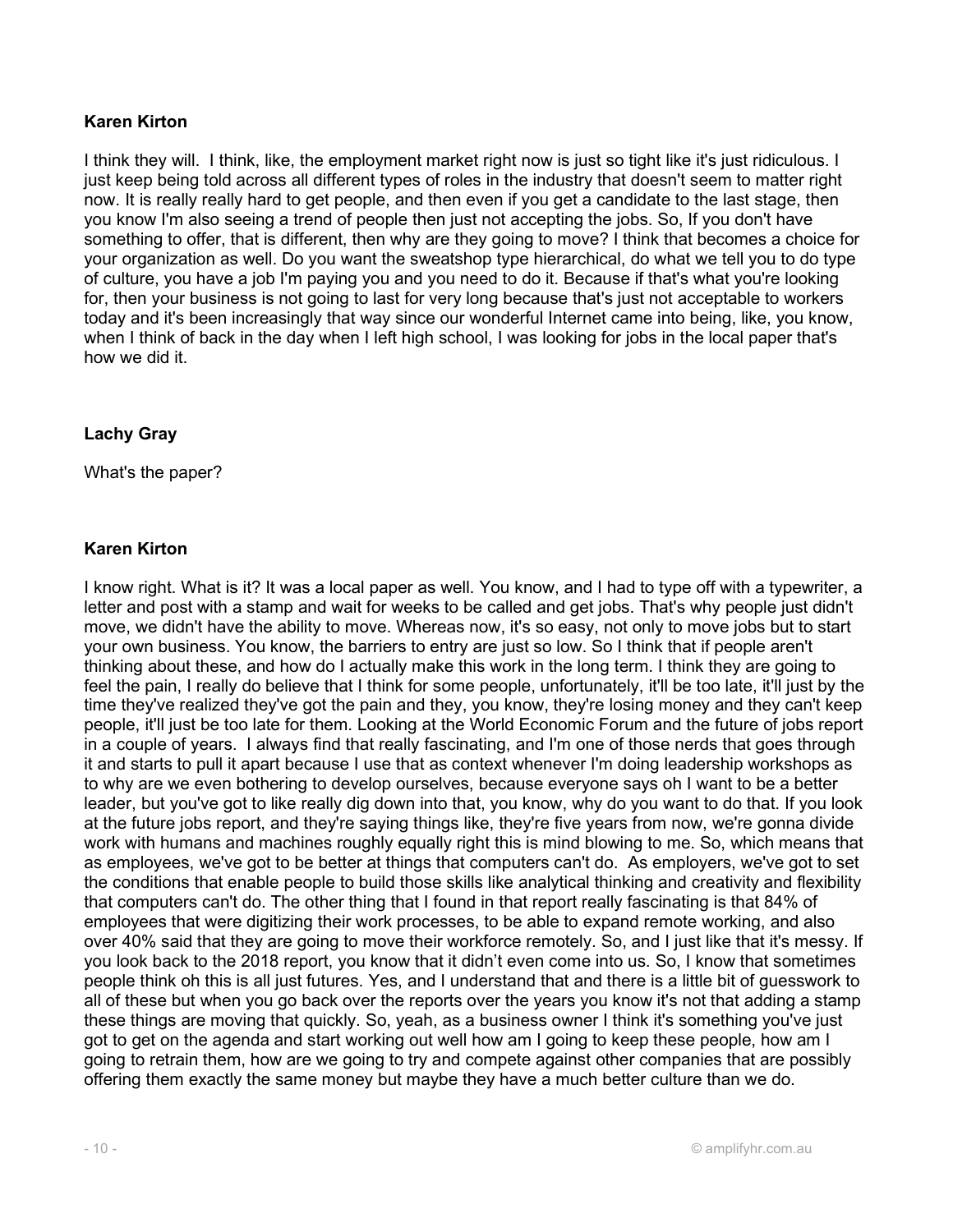**Karen Kirton**

I think they will. I think, like, the employment market right now is just so tight like it's just ridiculous. I just keep being told across all different types of roles in the industry that doesn't seem to matter right now. It is really really hard to get people, and then even if you get a candidate to the last stage, then you know I'm also seeing a trend of people then just not accepting the jobs. So, If you don't have something to offer, that is different, then why are they going to move? I think that becomes a choice for your organization as well. Do you want the sweatshop type hierarchical, do what we tell you to do type of culture, you have a job I'm paying you and you need to do it. Because if that's what you're looking for, then your business is not going to last for very long because that's just not acceptable to workers today and it's been increasingly that way since our wonderful Internet came into being, like, you know, when I think of back in the day when I left high school, I was looking for jobs in the local paper that's how we did it.

**Lachy Gray**

What's the paper?

**Karen Kirton**

I know right. What is it? It was a local paper as well. You know, and I had to type off with a typewriter, a letter and post with a stamp and wait for weeks to be called and get jobs. That's why people just didn't move, we didn't have the ability to move. Whereas now, it's so easy, not only to move jobs but to start your own business. You know, the barriers to entry are just so low. So I think that if people aren't thinking about these, and how do I actually make this work in the long term. I think they are going to feel the pain, I really do believe that I think for some people, unfortunately, it'll be too late, it'll just by the time they've realized they've got the pain and they, you know, they're losing money and they can't keep people, it'll just be too late for them. Looking at the World Economic Forum and the future of jobs report in a couple of years. I always find that really fascinating, and I'm one of those nerds that goes through it and starts to pull it apart because I use that as context whenever I'm doing leadership workshops as to why are we even bothering to develop ourselves, because everyone says oh I want to be a better leader, but you've got to like really dig down into that, you know, why do you want to do that. If you look at the future jobs report, and they're saying things like, they're five years from now, we're gonna divide work with humans and machines roughly equally right this is mind blowing to me. So, which means that as employees, we've got to be better at things that computers can't do. As employers, we've got to set the conditions that enable people to build those skills like analytical thinking and creativity and flexibility that computers can't do. The other thing that I found in that report really fascinating is that 84% of employees that were digitizing their work processes, to be able to expand remote working, and also over 40% said that they are going to move their workforce remotely. So, and I just like that it's messy. If you look back to the 2018 report, you know that it didn't even come into us. So, I know that sometimes people think oh this is all just futures. Yes, and I understand that and there is a little bit of guesswork to all of these but when you go back over the reports over the years you know it's not that adding a stamp these things are moving that quickly. So, yeah, as a business owner I think it's something you've just got to get on the agenda and start working out well how am I going to keep these people, how am I going to retrain them, how are we going to try and compete against other companies that are possibly offering them exactly the same money but maybe they have a much better culture than we do.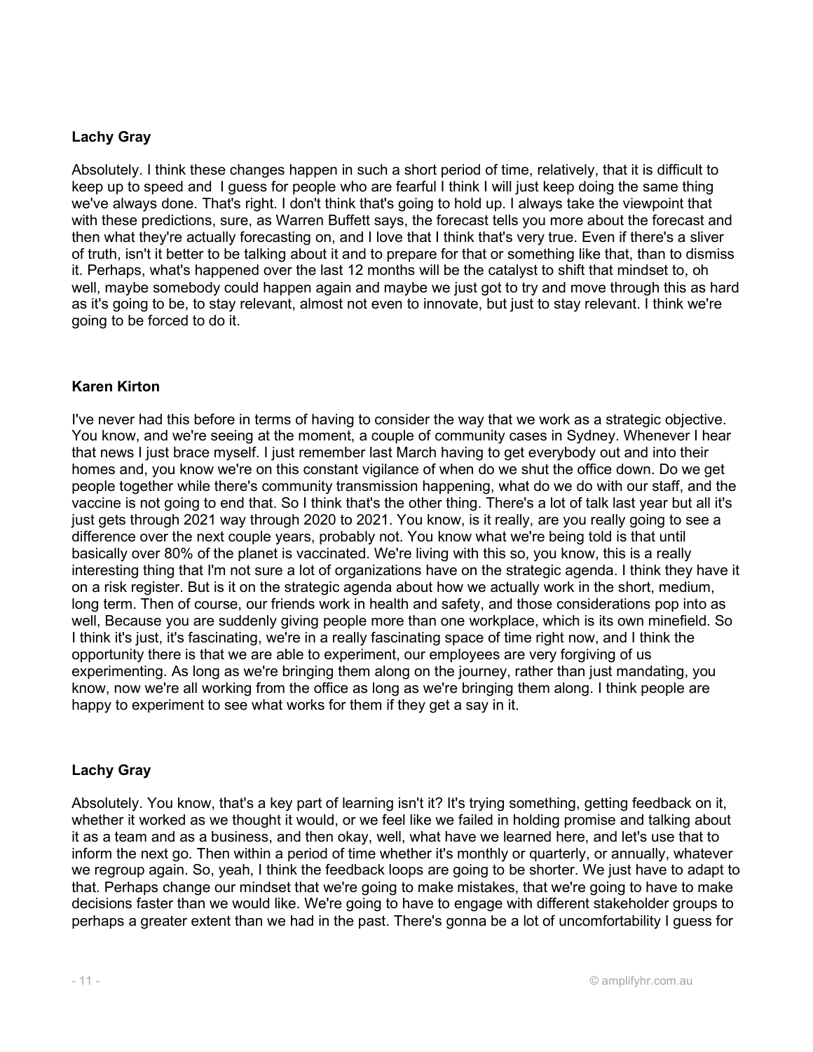**Lachy Gray**

Absolutely. I think these changes happen in such a short period of time, relatively, that it is difficult to keep up to speed and I guess for people who are fearful I think I will just keep doing the same thing we've always done. That's right. I don't think that's going to hold up. I always take the viewpoint that with these predictions, sure, as Warren Buffett says, the forecast tells you more about the forecast and then what they're actually forecasting on, and I love that I think that's very true. Even if there's a sliver of truth, isn't it better to be talking about it and to prepare for that or something like that, than to dismiss it. Perhaps, what's happened over the last 12 months will be the catalyst to shift that mindset to, oh well, maybe somebody could happen again and maybe we just got to try and move through this as hard as it's going to be, to stay relevant, almost not even to innovate, but just to stay relevant. I think we're going to be forced to do it.

**Karen Kirton**

I've never had this before in terms of having to consider the way that we work as a strategic objective. You know, and we're seeing at the moment, a couple of community cases in Sydney. Whenever I hear that news I just brace myself. I just remember last March having to get everybody out and into their homes and, you know we're on this constant vigilance of when do we shut the office down. Do we get people together while there's community transmission happening, what do we do with our staff, and the vaccine is not going to end that. So I think that's the other thing. There's a lot of talk last year but all it's just gets through 2021 way through 2020 to 2021. You know, is it really, are you really going to see a difference over the next couple years, probably not. You know what we're being told is that until basically over 80% of the planet is vaccinated. We're living with this so, you know, this is a really interesting thing that I'm not sure a lot of organizations have on the strategic agenda. I think they have it on a risk register. But is it on the strategic agenda about how we actually work in the short, medium, long term. Then of course, our friends work in health and safety, and those considerations pop into as well, Because you are suddenly giving people more than one workplace, which is its own minefield. So I think it's just, it's fascinating, we're in a really fascinating space of time right now, and I think the opportunity there is that we are able to experiment, our employees are very forgiving of us experimenting. As long as we're bringing them along on the journey, rather than just mandating, you know, now we're all working from the office as long as we're bringing them along. I think people are happy to experiment to see what works for them if they get a say in it.

**Lachy Gray**

Absolutely. You know, that's a key part of learning isn't it? It's trying something, getting feedback on it, whether it worked as we thought it would, or we feel like we failed in holding promise and talking about it as a team and as a business, and then okay, well, what have we learned here, and let's use that to inform the next go. Then within a period of time whether it's monthly or quarterly, or annually, whatever we regroup again. So, yeah, I think the feedback loops are going to be shorter. We just have to adapt to that. Perhaps change our mindset that we're going to make mistakes, that we're going to have to make decisions faster than we would like. We're going to have to engage with different stakeholder groups to perhaps a greater extent than we had in the past. There's gonna be a lot of uncomfortability I guess for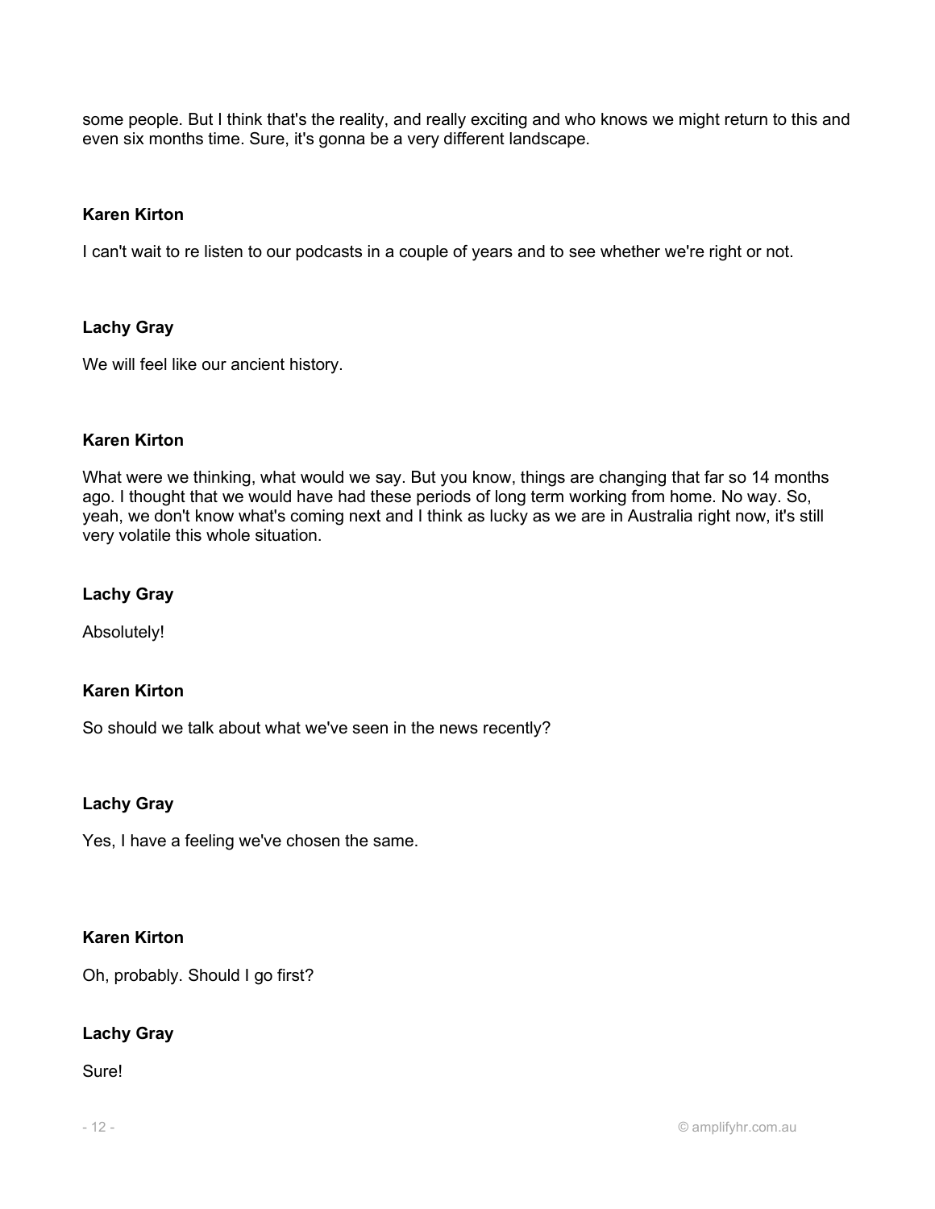some people. But I think that's the reality, and really exciting and who knows we might return to this and even six months time. Sure, it's gonna be a very different landscape.

**Karen Kirton**

I can't wait to re listen to our podcasts in a couple of years and to see whether we're right or not.

**Lachy Gray**

We will feel like our ancient history.

**Karen Kirton**

What were we thinking, what would we say. But you know, things are changing that far so 14 months ago. I thought that we would have had these periods of long term working from home. No way. So, yeah, we don't know what's coming next and I think as lucky as we are in Australia right now, it's still very volatile this whole situation.

**Lachy Gray**

Absolutely!

**Karen Kirton**

So should we talk about what we've seen in the news recently?

**Lachy Gray**

Yes, I have a feeling we've chosen the same.

**Karen Kirton**

Oh, probably. Should I go first?

**Lachy Gray**

Sure!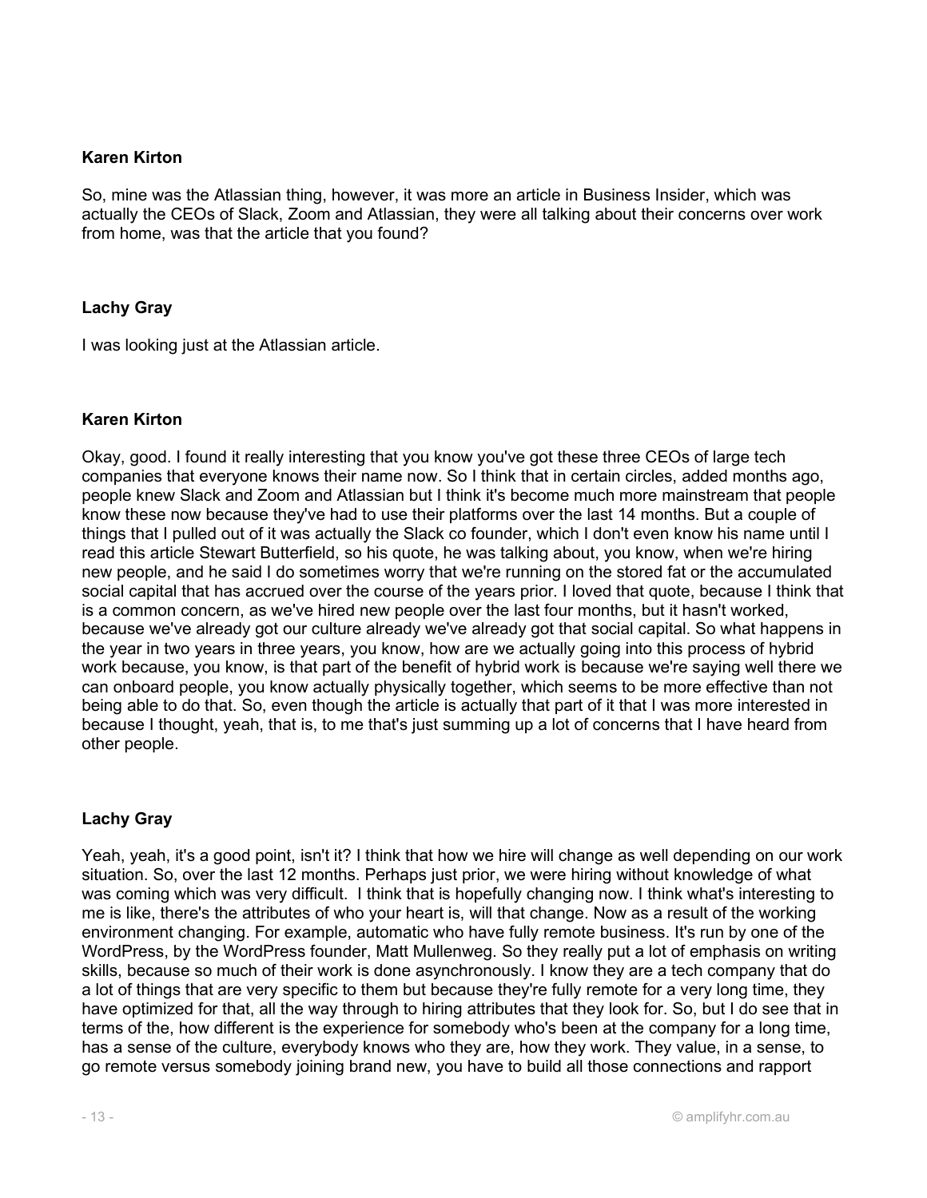**Karen Kirton**

So, mine was the Atlassian thing, however, it was more an article in Business Insider, which was actually the CEOs of Slack, Zoom and Atlassian, they were all talking about their concerns over work from home, was that the article that you found?

**Lachy Gray**

I was looking just at the Atlassian article.

**Karen Kirton**

Okay, good. I found it really interesting that you know you've got these three CEOs of large tech companies that everyone knows their name now. So I think that in certain circles, added months ago, people knew Slack and Zoom and Atlassian but I think it's become much more mainstream that people know these now because they've had to use their platforms over the last 14 months. But a couple of things that I pulled out of it was actually the Slack co founder, which I don't even know his name until I read this article Stewart Butterfield, so his quote, he was talking about, you know, when we're hiring new people, and he said I do sometimes worry that we're running on the stored fat or the accumulated social capital that has accrued over the course of the years prior. I loved that quote, because I think that is a common concern, as we've hired new people over the last four months, but it hasn't worked, because we've already got our culture already we've already got that social capital. So what happens in the year in two years in three years, you know, how are we actually going into this process of hybrid work because, you know, is that part of the benefit of hybrid work is because we're saying well there we can onboard people, you know actually physically together, which seems to be more effective than not being able to do that. So, even though the article is actually that part of it that I was more interested in because I thought, yeah, that is, to me that's just summing up a lot of concerns that I have heard from other people.

**Lachy Gray**

Yeah, yeah, it's a good point, isn't it? I think that how we hire will change as well depending on our work situation. So, over the last 12 months. Perhaps just prior, we were hiring without knowledge of what was coming which was very difficult. I think that is hopefully changing now. I think what's interesting to me is like, there's the attributes of who your heart is, will that change. Now as a result of the working environment changing. For example, automatic who have fully remote business. It's run by one of the WordPress, by the WordPress founder, Matt Mullenweg. So they really put a lot of emphasis on writing skills, because so much of their work is done asynchronously. I know they are a tech company that do a lot of things that are very specific to them but because they're fully remote for a very long time, they have optimized for that, all the way through to hiring attributes that they look for. So, but I do see that in terms of the, how different is the experience for somebody who's been at the company for a long time, has a sense of the culture, everybody knows who they are, how they work. They value, in a sense, to go remote versus somebody joining brand new, you have to build all those connections and rapport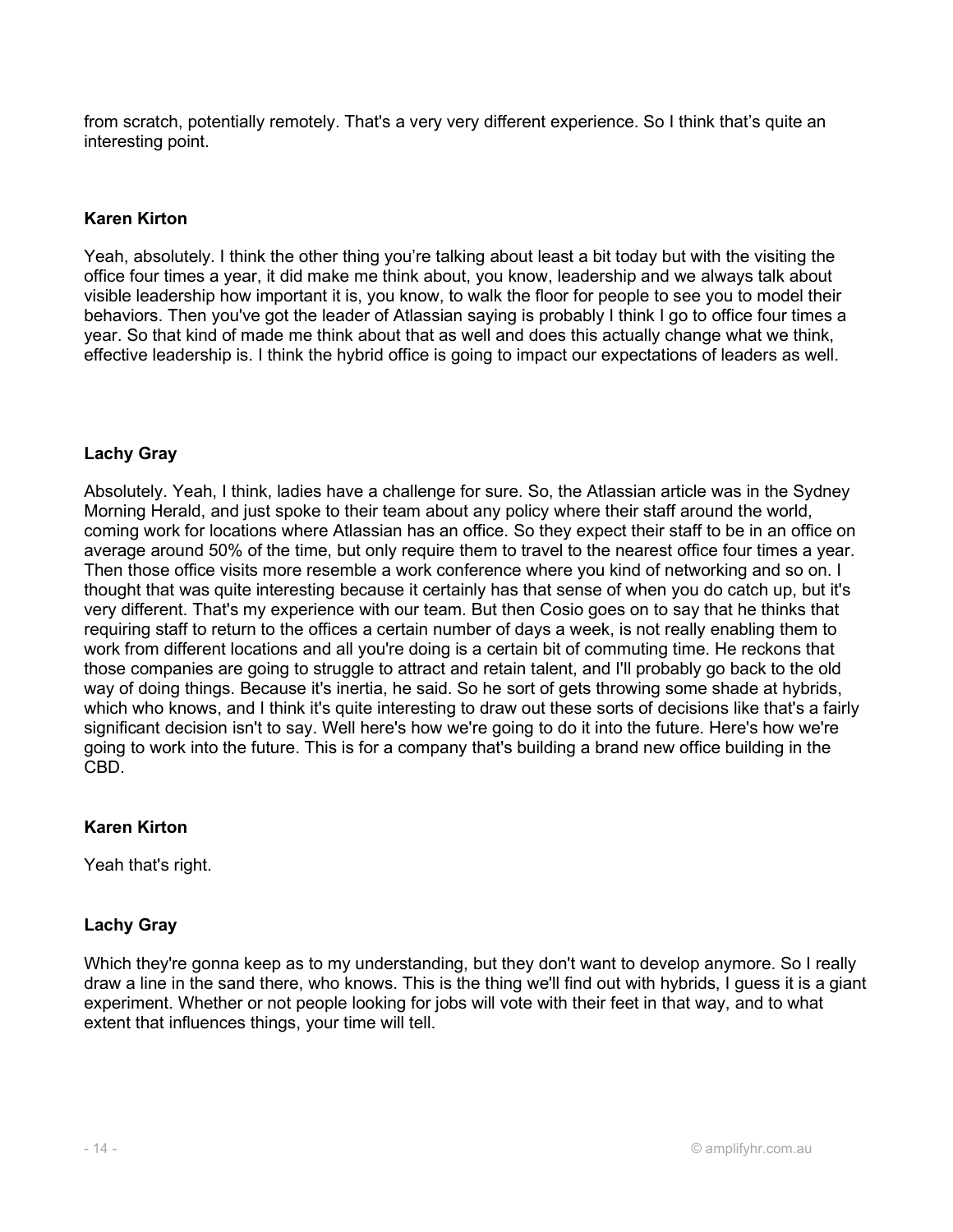from scratch, potentially remotely. That's a very very different experience. So I think that's quite an interesting point.

**Karen Kirton**

Yeah, absolutely. I think the other thing you're talking about least a bit today but with the visiting the office four times a year, it did make me think about, you know, leadership and we always talk about visible leadership how important it is, you know, to walk the floor for people to see you to model their behaviors. Then you've got the leader of Atlassian saying is probably I think I go to office four times a year. So that kind of made me think about that as well and does this actually change what we think, effective leadership is. I think the hybrid office is going to impact our expectations of leaders as well.

**Lachy Gray**

Absolutely. Yeah, I think, ladies have a challenge for sure. So, the Atlassian article was in the Sydney Morning Herald, and just spoke to their team about any policy where their staff around the world, coming work for locations where Atlassian has an office. So they expect their staff to be in an office on average around 50% of the time, but only require them to travel to the nearest office four times a year. Then those office visits more resemble a work conference where you kind of networking and so on. I thought that was quite interesting because it certainly has that sense of when you do catch up, but it's very different. That's my experience with our team. But then Cosio goes on to say that he thinks that requiring staff to return to the offices a certain number of days a week, is not really enabling them to work from different locations and all you're doing is a certain bit of commuting time. He reckons that those companies are going to struggle to attract and retain talent, and I'll probably go back to the old way of doing things. Because it's inertia, he said. So he sort of gets throwing some shade at hybrids, which who knows, and I think it's quite interesting to draw out these sorts of decisions like that's a fairly significant decision isn't to say. Well here's how we're going to do it into the future. Here's how we're going to work into the future. This is for a company that's building a brand new office building in the CBD.

**Karen Kirton**

Yeah that's right.

**Lachy Gray**

Which they're gonna keep as to my understanding, but they don't want to develop anymore. So I really draw a line in the sand there, who knows. This is the thing we'll find out with hybrids, I guess it is a giant experiment. Whether or not people looking for jobs will vote with their feet in that way, and to what extent that influences things, your time will tell.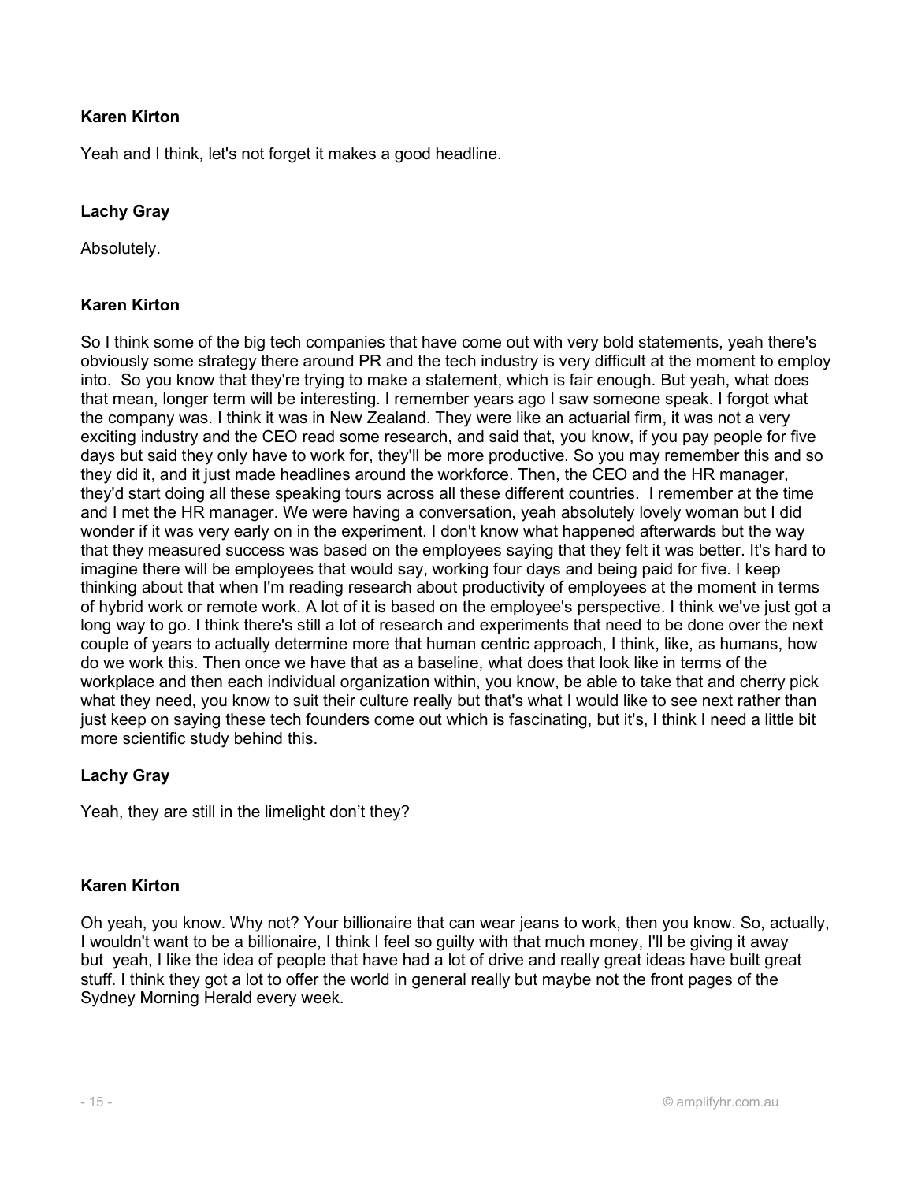**Karen Kirton**

Yeah and I think, let's not forget it makes a good headline.

**Lachy Gray**

Absolutely.

**Karen Kirton**

So I think some of the big tech companies that have come out with very bold statements, yeah there's obviously some strategy there around PR and the tech industry is very difficult at the moment to employ into. So you know that they're trying to make a statement, which is fair enough. But yeah, what does that mean, longer term will be interesting. I remember years ago I saw someone speak. I forgot what the company was. I think it was in New Zealand. They were like an actuarial firm, it was not a very exciting industry and the CEO read some research, and said that, you know, if you pay people for five days but said they only have to work for, they'll be more productive. So you may remember this and so they did it, and it just made headlines around the workforce. Then, the CEO and the HR manager, they'd start doing all these speaking tours across all these different countries. I remember at the time and I met the HR manager. We were having a conversation, yeah absolutely lovely woman but I did wonder if it was very early on in the experiment. I don't know what happened afterwards but the way that they measured success was based on the employees saying that they felt it was better. It's hard to imagine there will be employees that would say, working four days and being paid for five. I keep thinking about that when I'm reading research about productivity of employees at the moment in terms of hybrid work or remote work. A lot of it is based on the employee's perspective. I think we've just got a long way to go. I think there's still a lot of research and experiments that need to be done over the next couple of years to actually determine more that human centric approach, I think, like, as humans, how do we work this. Then once we have that as a baseline, what does that look like in terms of the workplace and then each individual organization within, you know, be able to take that and cherry pick what they need, you know to suit their culture really but that's what I would like to see next rather than just keep on saying these tech founders come out which is fascinating, but it's, I think I need a little bit more scientific study behind this.

**Lachy Gray**

Yeah, they are still in the limelight don't they?

**Karen Kirton**

Oh yeah, you know. Why not? Your billionaire that can wear jeans to work, then you know. So, actually, I wouldn't want to be a billionaire, I think I feel so guilty with that much money, I'll be giving it away but yeah, I like the idea of people that have had a lot of drive and really great ideas have built great stuff. I think they got a lot to offer the world in general really but maybe not the front pages of the Sydney Morning Herald every week.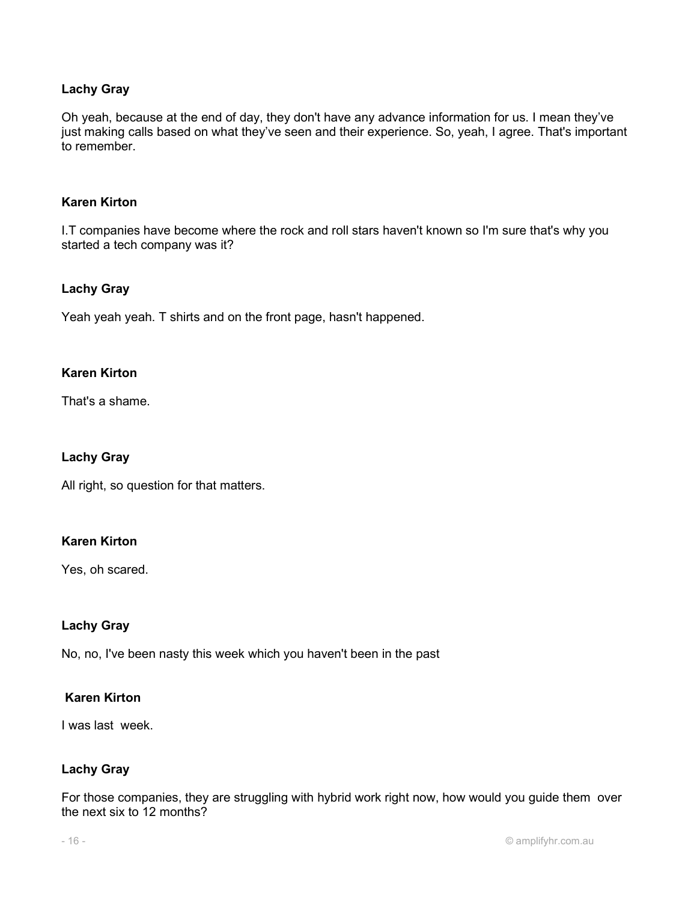**Lachy Gray**

Oh yeah, because at the end of day, they don't have any advance information for us. I mean they've just making calls based on what they've seen and their experience. So, yeah, I agree. That's important to remember.

**Karen Kirton**

I.T companies have become where the rock and roll stars haven't known so I'm sure that's why you started a tech company was it?

**Lachy Gray**

Yeah yeah yeah. T shirts and on the front page, hasn't happened.

**Karen Kirton**

That's a shame.

**Lachy Gray**

All right, so question for that matters.

**Karen Kirton**

Yes, oh scared.

**Lachy Gray**

No, no, I've been nasty this week which you haven't been in the past

**Karen Kirton**

I was last week.

**Lachy Gray**

For those companies, they are struggling with hybrid work right now, how would you guide them over the next six to 12 months?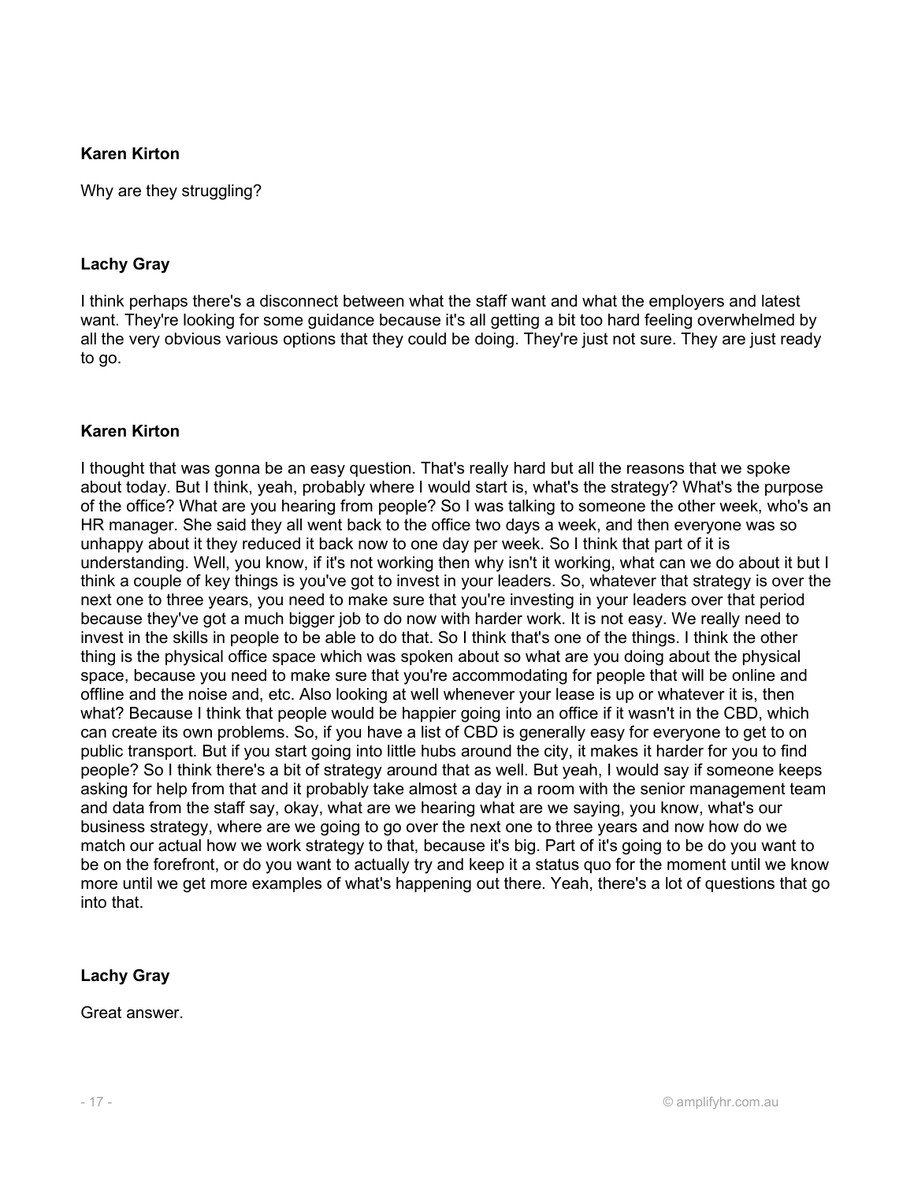**Karen Kirton**

Why are they struggling?

**Lachy Gray**

I think perhaps there's a disconnect between what the staff want and what the employers and latest want. They're looking for some guidance because it's all getting a bit too hard feeling overwhelmed by all the very obvious various options that they could be doing. They're just not sure. They are just ready to go.

**Karen Kirton**

I thought that was gonna be an easy question. That's really hard but all the reasons that we spoke about today. But I think, yeah, probably where I would start is, what's the strategy? What's the purpose of the office? What are you hearing from people? So I was talking to someone the other week, who's an HR manager. She said they all went back to the office two days a week, and then everyone was so unhappy about it they reduced it back now to one day per week. So I think that part of it is understanding. Well, you know, if it's not working then why isn't it working, what can we do about it but I think a couple of key things is you've got to invest in your leaders. So, whatever that strategy is over the next one to three years, you need to make sure that you're investing in your leaders over that period because they've got a much bigger job to do now with harder work. It is not easy. We really need to invest in the skills in people to be able to do that. So I think that's one of the things. I think the other thing is the physical office space which was spoken about so what are you doing about the physical space, because you need to make sure that you're accommodating for people that will be online and offline and the noise and, etc. Also looking at well whenever your lease is up or whatever it is, then what? Because I think that people would be happier going into an office if it wasn't in the CBD, which can create its own problems. So, if you have a list of CBD is generally easy for everyone to get to on public transport. But if you start going into little hubs around the city, it makes it harder for you to find people? So I think there's a bit of strategy around that as well. But yeah, I would say if someone keeps asking for help from that and it probably take almost a day in a room with the senior management team and data from the staff say, okay, what are we hearing what are we saying, you know, what's our business strategy, where are we going to go over the next one to three years and now how do we match our actual how we work strategy to that, because it's big. Part of it's going to be do you want to be on the forefront, or do you want to actually try and keep it a status quo for the moment until we know more until we get more examples of what's happening out there. Yeah, there's a lot of questions that go into that.

**Lachy Gray**

Great answer.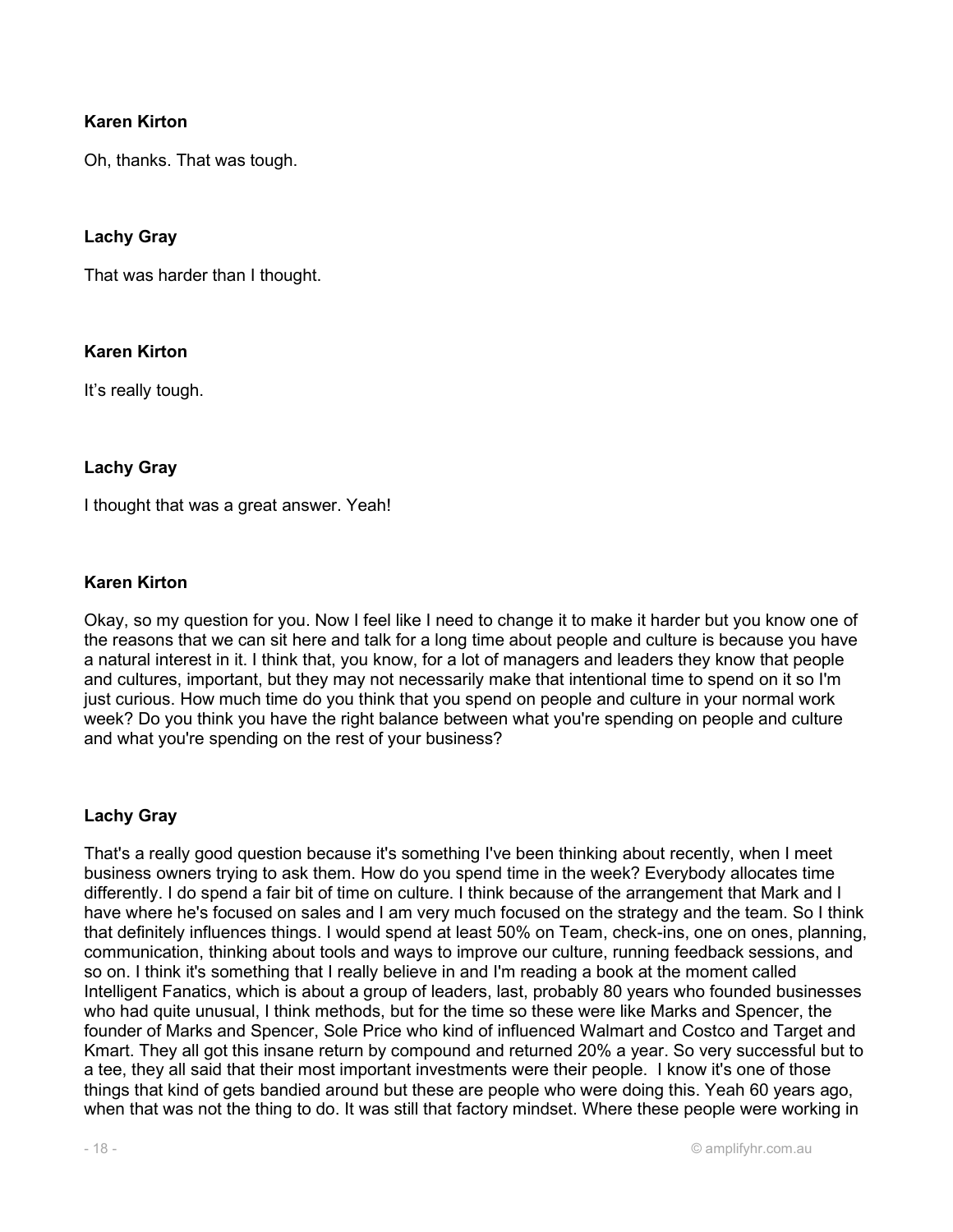**Karen Kirton**

Oh, thanks. That was tough.

**Lachy Gray**

That was harder than I thought.

**Karen Kirton**

It's really tough.

**Lachy Gray**

I thought that was a great answer. Yeah!

**Karen Kirton**

Okay, so my question for you. Now I feel like I need to change it to make it harder but you know one of the reasons that we can sit here and talk for a long time about people and culture is because you have a natural interest in it. I think that, you know, for a lot of managers and leaders they know that people and cultures, important, but they may not necessarily make that intentional time to spend on it so I'm just curious. How much time do you think that you spend on people and culture in your normal work week? Do you think you have the right balance between what you're spending on people and culture and what you're spending on the rest of your business?

**Lachy Gray**

That's a really good question because it's something I've been thinking about recently, when I meet business owners trying to ask them. How do you spend time in the week? Everybody allocates time differently. I do spend a fair bit of time on culture. I think because of the arrangement that Mark and I have where he's focused on sales and I am very much focused on the strategy and the team. So I think that definitely influences things. I would spend at least 50% on Team, check-ins, one on ones, planning, communication, thinking about tools and ways to improve our culture, running feedback sessions, and so on. I think it's something that I really believe in and I'm reading a book at the moment called Intelligent Fanatics, which is about a group of leaders, last, probably 80 years who founded businesses who had quite unusual, I think methods, but for the time so these were like Marks and Spencer, the founder of Marks and Spencer, Sole Price who kind of influenced Walmart and Costco and Target and Kmart. They all got this insane return by compound and returned 20% a year. So very successful but to a tee, they all said that their most important investments were their people. I know it's one of those things that kind of gets bandied around but these are people who were doing this. Yeah 60 years ago, when that was not the thing to do. It was still that factory mindset. Where these people were working in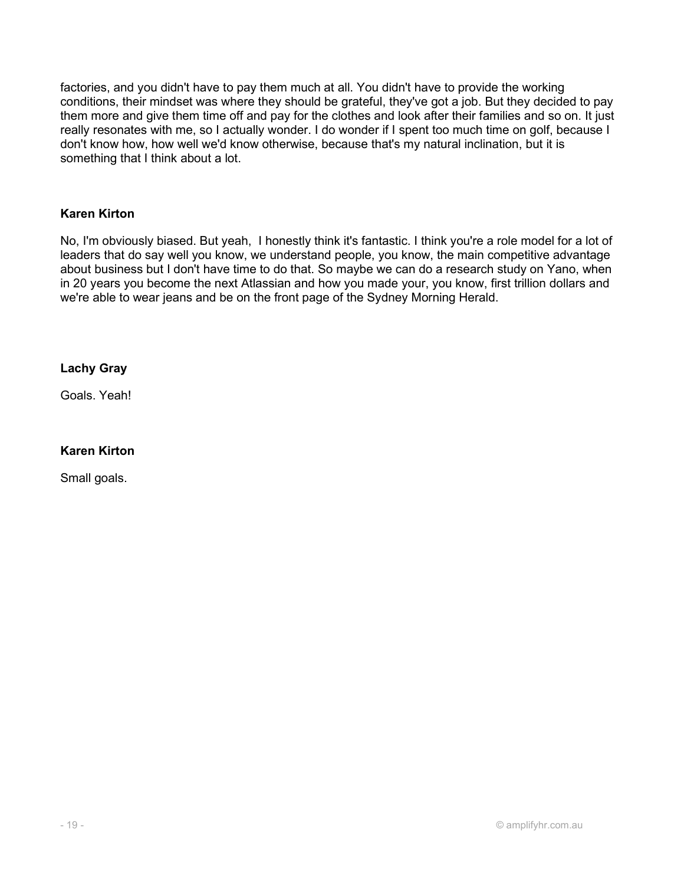factories, and you didn't have to pay them much at all. You didn't have to provide the working conditions, their mindset was where they should be grateful, they've got a job. But they decided to pay them more and give them time off and pay for the clothes and look after their families and so on. It just really resonates with me, so I actually wonder. I do wonder if I spent too much time on golf, because I don't know how, how well we'd know otherwise, because that's my natural inclination, but it is something that I think about a lot.

**Karen Kirton**

No, I'm obviously biased. But yeah, I honestly think it's fantastic. I think you're a role model for a lot of leaders that do say well you know, we understand people, you know, the main competitive advantage about business but I don't have time to do that. So maybe we can do a research study on Yano, when in 20 years you become the next Atlassian and how you made your, you know, first trillion dollars and we're able to wear jeans and be on the front page of the Sydney Morning Herald.

**Lachy Gray**

Goals. Yeah!

**Karen Kirton**

Small goals.